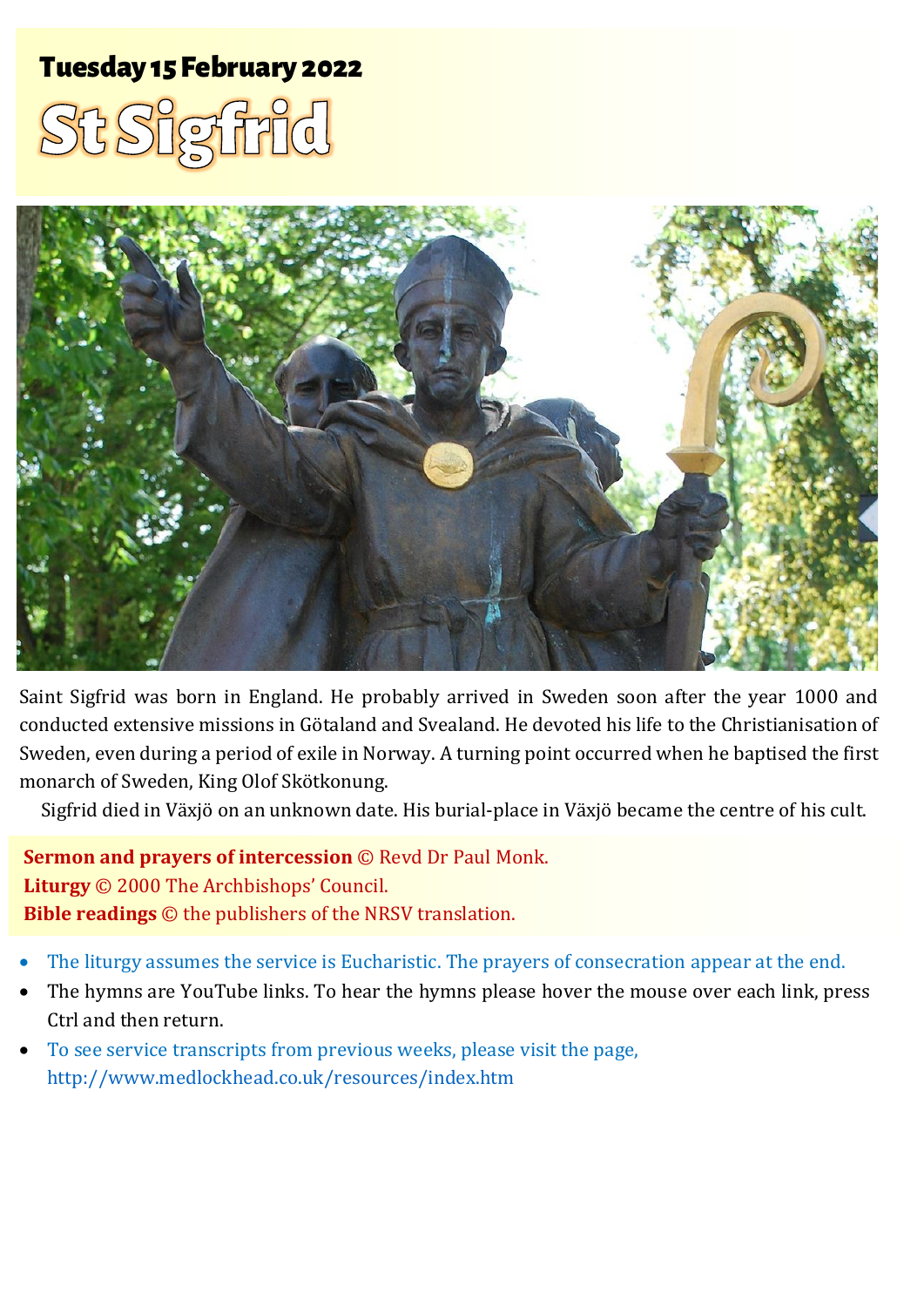## Tuesday 15 February 2022

# St Sigfrid

Saint Sigfrid was born in England. He probably arrived in Sweden soon after the year 1000 and conducted extensive missions in Götaland and Svealand. He devoted his life to the Christianisation of Sweden, even during a period of exile in Norway. A turning point occurred when he baptised the first monarch of Sweden, King Olof Skötkonung.

Sigfrid died in Växjö on an unknown date. His burial-place in Växjö became the centre of his cult.

**Sermon and prayers of intercession** © Revd Dr Paul Monk.
**Liturgy** © 2000 The Archbishops' Council.
**Bible readings** © the publishers of the NRSV translation.

- The liturgy assumes the service is Eucharistic. The prayers of consecration appear at the end.
- The hymns are YouTube links. To hear the hymns please hover the mouse over each link, press Ctrl and then return.
- To see service transcripts from previous weeks, please visit the page, http://www.medlockhead.co.uk/resources/index.htm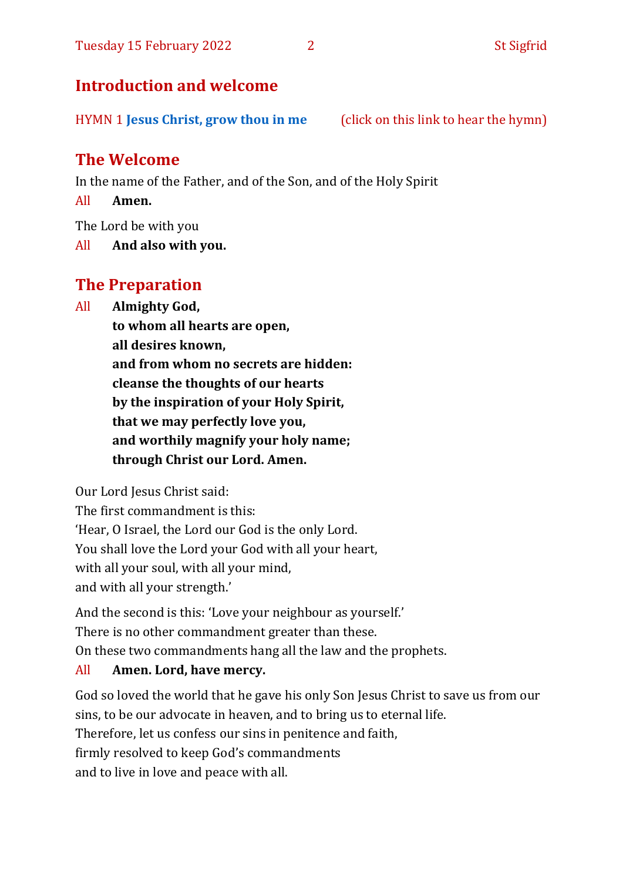## Introduction and welcome

HYMN 1 **Jesus Christ, grow thou in me** (click on this link to hear the hymn)

## The Welcome

In the name of the Father, and of the Son, and of the Holy Spirit

All **Amen.**

The Lord be with you

All **And also with you.**

## The Preparation

All **Almighty God,**
**to whom all hearts are open,**
**all desires known,**
**and from whom no secrets are hidden:**
**cleanse the thoughts of our hearts**
**by the inspiration of your Holy Spirit,**
**that we may perfectly love you,**
**and worthily magnify your holy name;**
**through Christ our Lord. Amen.**

Our Lord Jesus Christ said:
The first commandment is this:
'Hear, O Israel, the Lord our God is the only Lord.
You shall love the Lord your God with all your heart,
with all your soul, with all your mind,
and with all your strength.'

And the second is this: 'Love your neighbour as yourself.'
There is no other commandment greater than these.
On these two commandments hang all the law and the prophets.

All **Amen. Lord, have mercy.**

God so loved the world that he gave his only Son Jesus Christ to save us from our sins, to be our advocate in heaven, and to bring us to eternal life.
Therefore, let us confess our sins in penitence and faith,
firmly resolved to keep God's commandments
and to live in love and peace with all.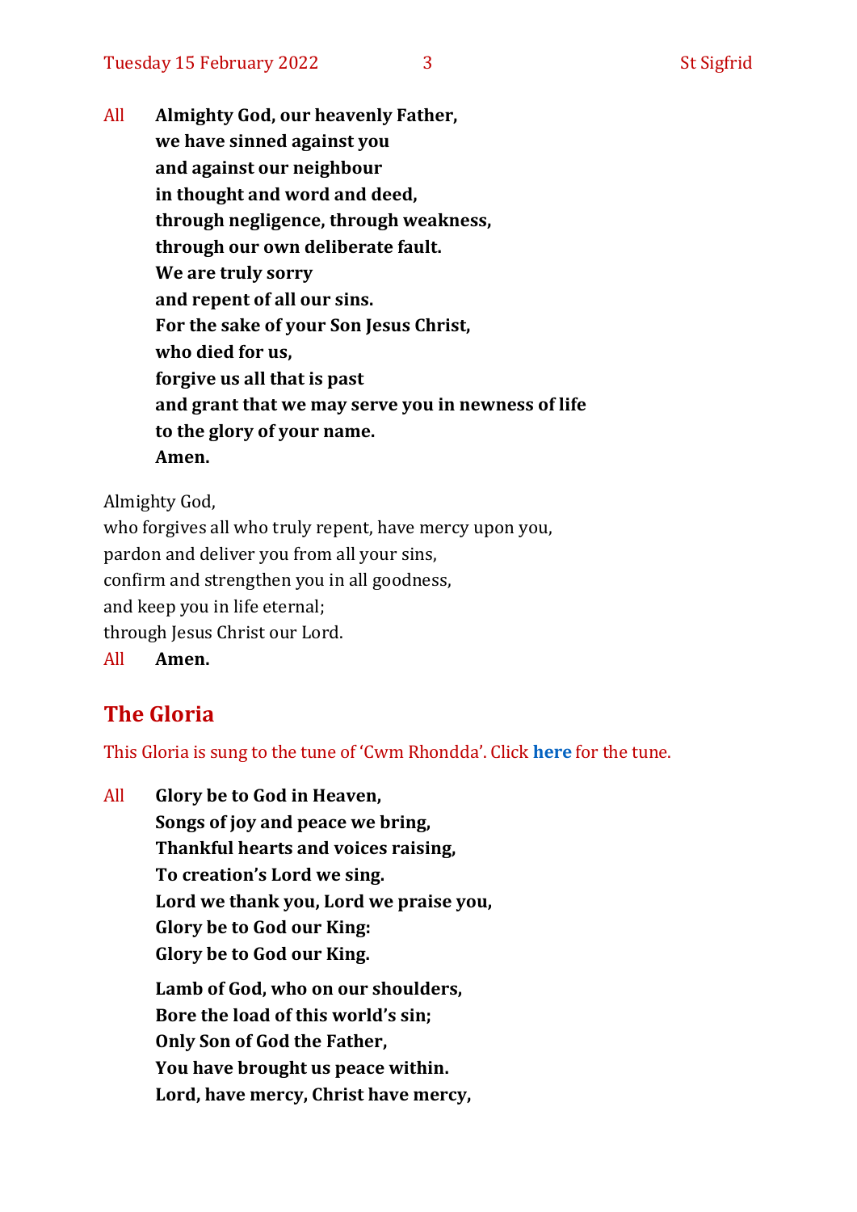All **Almighty God, our heavenly Father,**
**we have sinned against you**
**and against our neighbour**
**in thought and word and deed,**
**through negligence, through weakness,**
**through our own deliberate fault.**
**We are truly sorry**
**and repent of all our sins.**
**For the sake of your Son Jesus Christ,**
**who died for us,**
**forgive us all that is past**
**and grant that we may serve you in newness of life**
**to the glory of your name.**
**Amen.**

Almighty God,
who forgives all who truly repent, have mercy upon you,
pardon and deliver you from all your sins,
confirm and strengthen you in all goodness,
and keep you in life eternal;
through Jesus Christ our Lord.

All **Amen.**

## The Gloria

This Gloria is sung to the tune of 'Cwm Rhondda'. Click **here** for the tune.

All **Glory be to God in Heaven,**
**Songs of joy and peace we bring,**
**Thankful hearts and voices raising,**
**To creation's Lord we sing.**
**Lord we thank you, Lord we praise you,**
**Glory be to God our King:**
**Glory be to God our King.**

**Lamb of God, who on our shoulders,**
**Bore the load of this world's sin;**
**Only Son of God the Father,**
**You have brought us peace within.**
**Lord, have mercy, Christ have mercy,**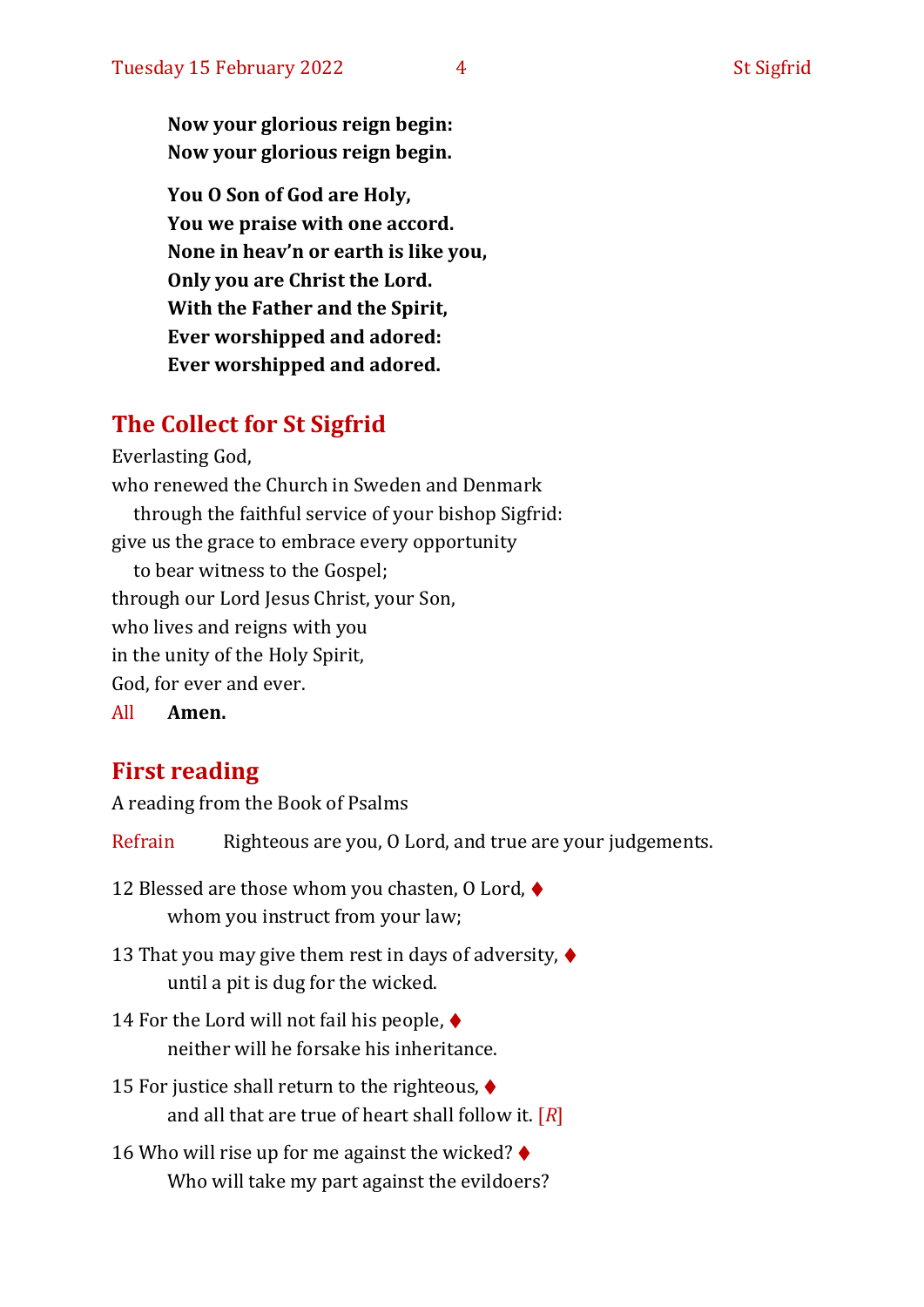**Now your glorious reign begin:**
**Now your glorious reign begin.**

**You O Son of God are Holy,**
**You we praise with one accord.**
**None in heav'n or earth is like you,**
**Only you are Christ the Lord.**
**With the Father and the Spirit,**
**Ever worshipped and adored:**
**Ever worshipped and adored.**

## The Collect for St Sigfrid

Everlasting God,
who renewed the Church in Sweden and Denmark
 through the faithful service of your bishop Sigfrid:
give us the grace to embrace every opportunity
 to bear witness to the Gospel;
through our Lord Jesus Christ, your Son,
who lives and reigns with you
in the unity of the Holy Spirit,
God, for ever and ever.
All **Amen.**

## First reading

A reading from the Book of Psalms

Refrain Righteous are you, O Lord, and true are your judgements.

12 Blessed are those whom you chasten, O Lord, ♦
 whom you instruct from your law;

13 That you may give them rest in days of adversity, ♦
 until a pit is dug for the wicked.

14 For the Lord will not fail his people, ♦
 neither will he forsake his inheritance.

15 For justice shall return to the righteous, ♦
 and all that are true of heart shall follow it. [*R*]

16 Who will rise up for me against the wicked? ♦
 Who will take my part against the evildoers?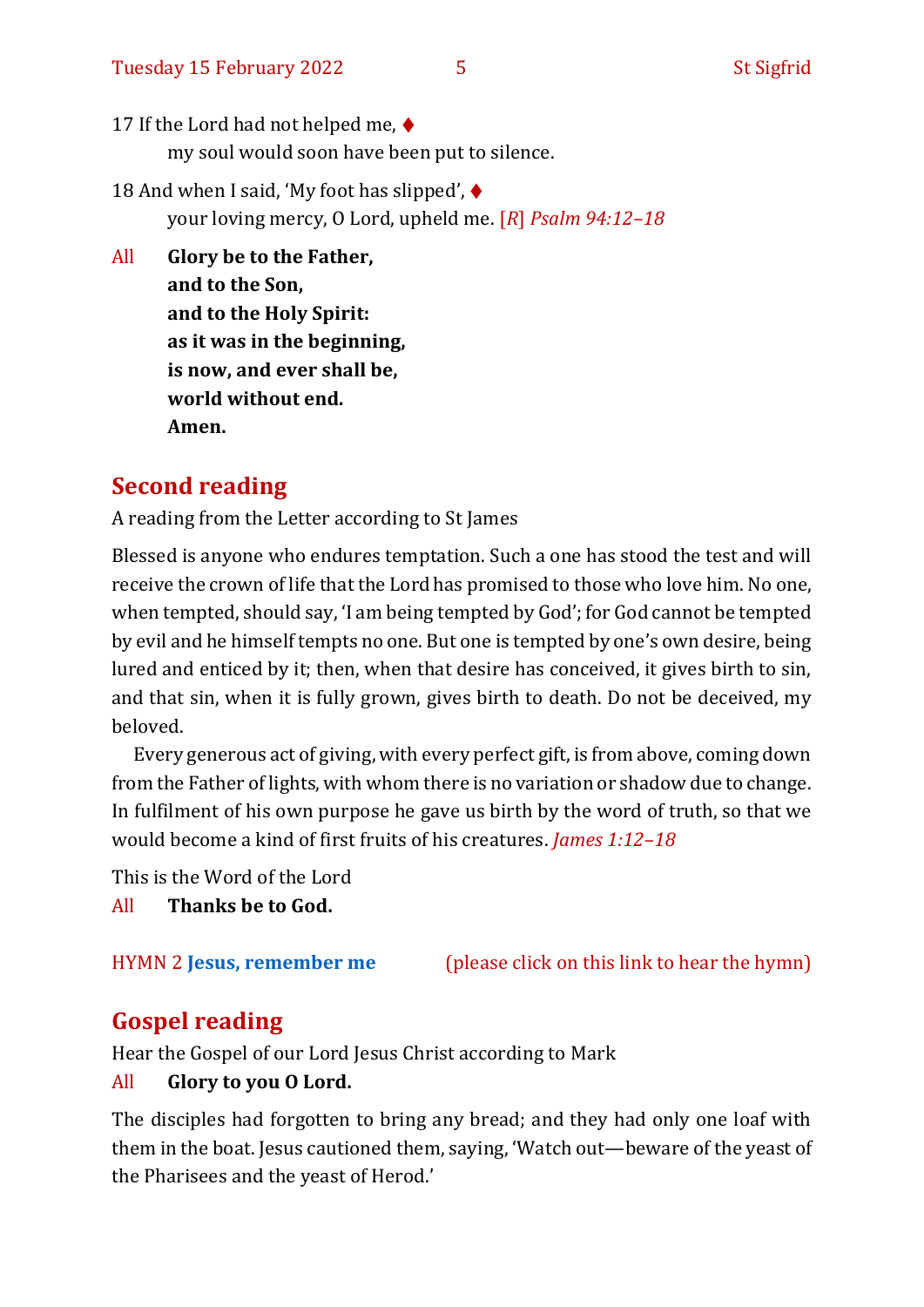17 If the Lord had not helped me, ♦
my soul would soon have been put to silence.

18 And when I said, 'My foot has slipped', ♦
your loving mercy, O Lord, upheld me. [*R*] *Psalm 94:12–18*

All **Glory be to the Father,**
**and to the Son,**
**and to the Holy Spirit:**
**as it was in the beginning,**
**is now, and ever shall be,**
**world without end.**
**Amen.**

## Second reading

A reading from the Letter according to St James

Blessed is anyone who endures temptation. Such a one has stood the test and will receive the crown of life that the Lord has promised to those who love him. No one, when tempted, should say, 'I am being tempted by God'; for God cannot be tempted by evil and he himself tempts no one. But one is tempted by one's own desire, being lured and enticed by it; then, when that desire has conceived, it gives birth to sin, and that sin, when it is fully grown, gives birth to death. Do not be deceived, my beloved.

Every generous act of giving, with every perfect gift, is from above, coming down from the Father of lights, with whom there is no variation or shadow due to change. In fulfilment of his own purpose he gave us birth by the word of truth, so that we would become a kind of first fruits of his creatures. *James 1:12–18*

This is the Word of the Lord

All **Thanks be to God.**

HYMN 2 **Jesus, remember me** (please click on this link to hear the hymn)

## Gospel reading

Hear the Gospel of our Lord Jesus Christ according to Mark

All **Glory to you O Lord.**

The disciples had forgotten to bring any bread; and they had only one loaf with them in the boat. Jesus cautioned them, saying, 'Watch out—beware of the yeast of the Pharisees and the yeast of Herod.'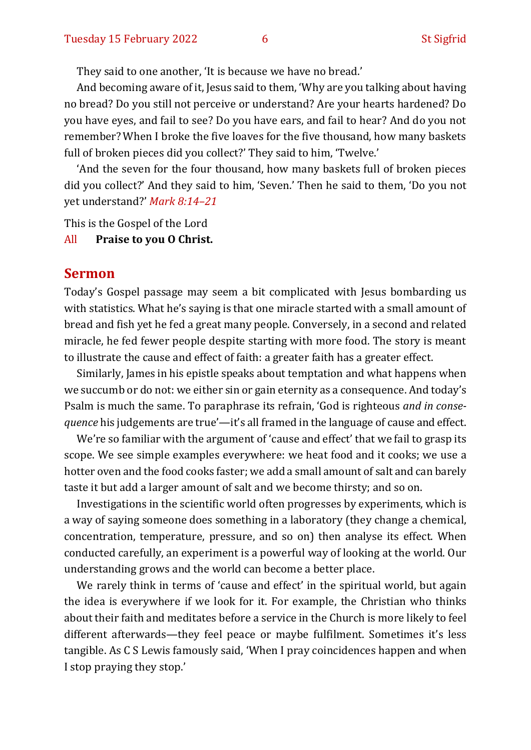They said to one another, 'It is because we have no bread.'

And becoming aware of it, Jesus said to them, 'Why are you talking about having no bread? Do you still not perceive or understand? Are your hearts hardened? Do you have eyes, and fail to see? Do you have ears, and fail to hear? And do you not remember? When I broke the five loaves for the five thousand, how many baskets full of broken pieces did you collect?' They said to him, 'Twelve.'

'And the seven for the four thousand, how many baskets full of broken pieces did you collect?' And they said to him, 'Seven.' Then he said to them, 'Do you not yet understand?' *Mark 8:14–21*

This is the Gospel of the Lord

All **Praise to you O Christ.**

## Sermon

Today's Gospel passage may seem a bit complicated with Jesus bombarding us with statistics. What he's saying is that one miracle started with a small amount of bread and fish yet he fed a great many people. Conversely, in a second and related miracle, he fed fewer people despite starting with more food. The story is meant to illustrate the cause and effect of faith: a greater faith has a greater effect.

Similarly, James in his epistle speaks about temptation and what happens when we succumb or do not: we either sin or gain eternity as a consequence. And today's Psalm is much the same. To paraphrase its refrain, 'God is righteous *and in consequence* his judgements are true'—it's all framed in the language of cause and effect.

We're so familiar with the argument of 'cause and effect' that we fail to grasp its scope. We see simple examples everywhere: we heat food and it cooks; we use a hotter oven and the food cooks faster; we add a small amount of salt and can barely taste it but add a larger amount of salt and we become thirsty; and so on.

Investigations in the scientific world often progresses by experiments, which is a way of saying someone does something in a laboratory (they change a chemical, concentration, temperature, pressure, and so on) then analyse its effect. When conducted carefully, an experiment is a powerful way of looking at the world. Our understanding grows and the world can become a better place.

We rarely think in terms of 'cause and effect' in the spiritual world, but again the idea is everywhere if we look for it. For example, the Christian who thinks about their faith and meditates before a service in the Church is more likely to feel different afterwards—they feel peace or maybe fulfilment. Sometimes it's less tangible. As C S Lewis famously said, 'When I pray coincidences happen and when I stop praying they stop.'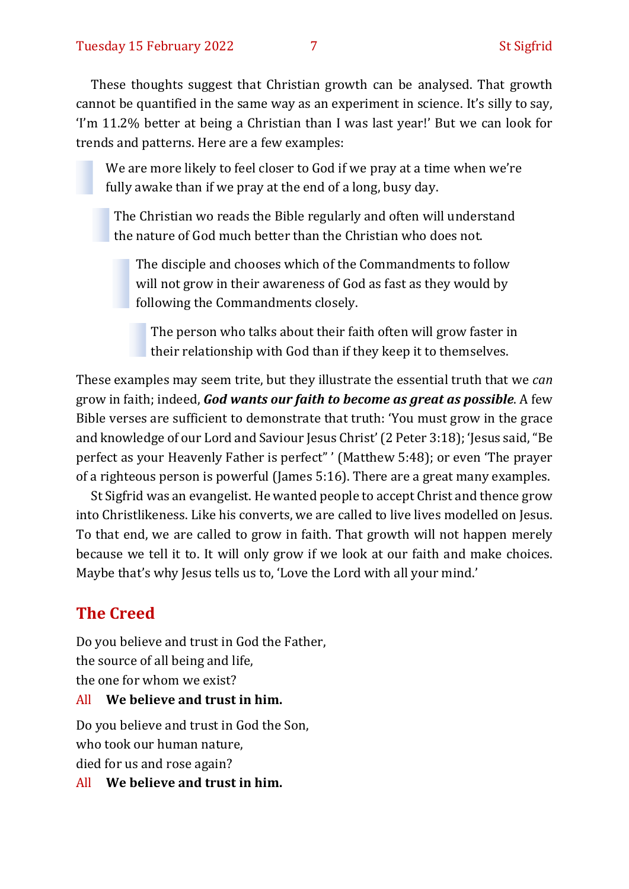These thoughts suggest that Christian growth can be analysed. That growth cannot be quantified in the same way as an experiment in science. It's silly to say, 'I'm 11.2% better at being a Christian than I was last year!' But we can look for trends and patterns. Here are a few examples:

> We are more likely to feel closer to God if we pray at a time when we're fully awake than if we pray at the end of a long, busy day.

> The Christian wo reads the Bible regularly and often will understand the nature of God much better than the Christian who does not.

> The disciple and chooses which of the Commandments to follow will not grow in their awareness of God as fast as they would by following the Commandments closely.

> The person who talks about their faith often will grow faster in their relationship with God than if they keep it to themselves.

These examples may seem trite, but they illustrate the essential truth that we *can* grow in faith; indeed, ***God wants our faith to become as great as possible***. A few Bible verses are sufficient to demonstrate that truth: 'You must grow in the grace and knowledge of our Lord and Saviour Jesus Christ' (2 Peter 3:18); 'Jesus said, "Be perfect as your Heavenly Father is perfect" ' (Matthew 5:48); or even 'The prayer of a righteous person is powerful (James 5:16). There are a great many examples.

St Sigfrid was an evangelist. He wanted people to accept Christ and thence grow into Christlikeness. Like his converts, we are called to live lives modelled on Jesus. To that end, we are called to grow in faith. That growth will not happen merely because we tell it to. It will only grow if we look at our faith and make choices. Maybe that's why Jesus tells us to, 'Love the Lord with all your mind.'

## The Creed

Do you believe and trust in God the Father,
the source of all being and life,
the one for whom we exist?

All **We believe and trust in him.**

Do you believe and trust in God the Son,
who took our human nature,
died for us and rose again?

All **We believe and trust in him.**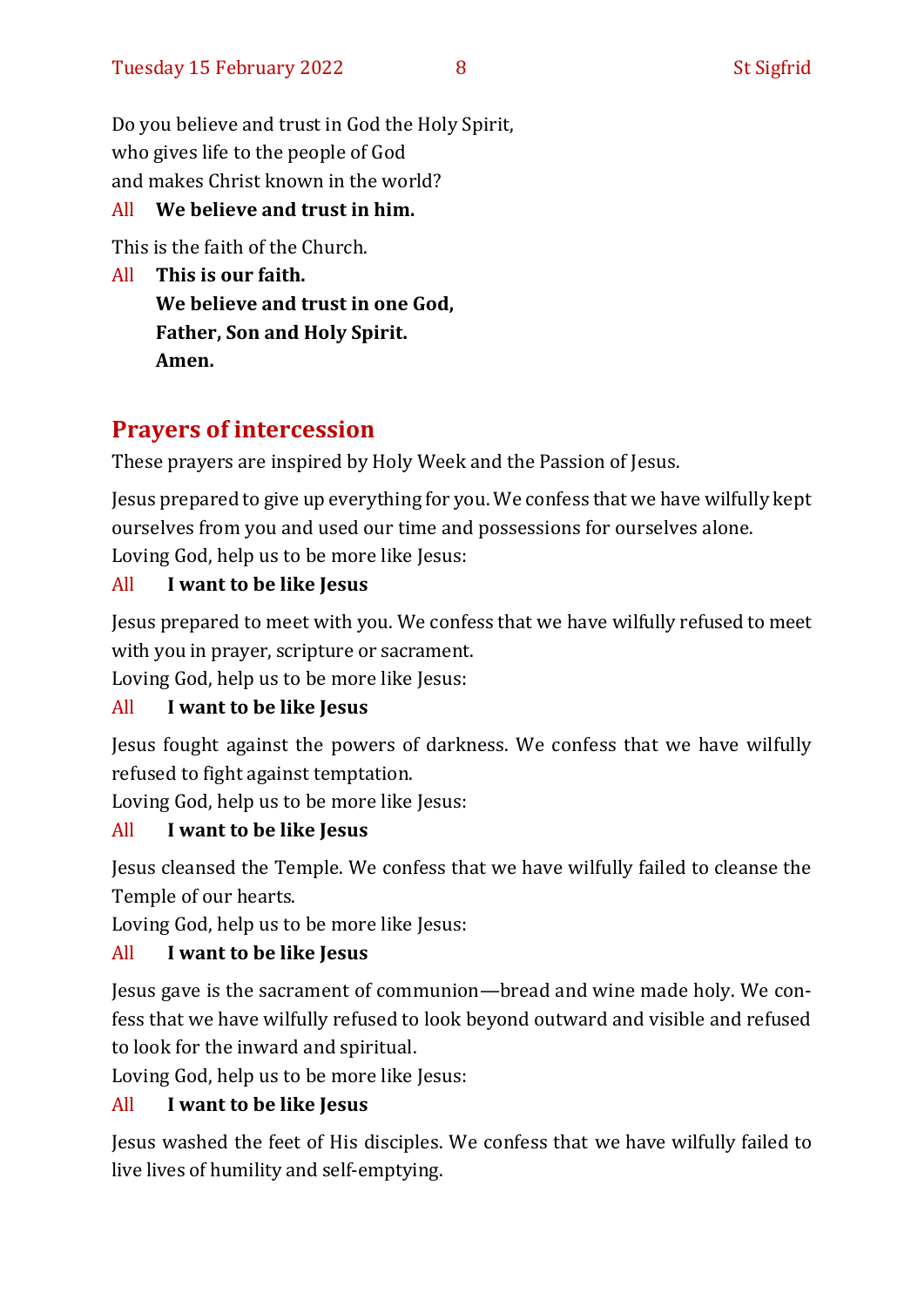Do you believe and trust in God the Holy Spirit,
who gives life to the people of God
and makes Christ known in the world?

All **We believe and trust in him.**

This is the faith of the Church.

All **This is our faith.**
**We believe and trust in one God,**
**Father, Son and Holy Spirit.**
**Amen.**

## Prayers of intercession

These prayers are inspired by Holy Week and the Passion of Jesus.

Jesus prepared to give up everything for you. We confess that we have wilfully kept ourselves from you and used our time and possessions for ourselves alone.
Loving God, help us to be more like Jesus:

All **I want to be like Jesus**

Jesus prepared to meet with you. We confess that we have wilfully refused to meet with you in prayer, scripture or sacrament.
Loving God, help us to be more like Jesus:

All **I want to be like Jesus**

Jesus fought against the powers of darkness. We confess that we have wilfully refused to fight against temptation.
Loving God, help us to be more like Jesus:

All **I want to be like Jesus**

Jesus cleansed the Temple. We confess that we have wilfully failed to cleanse the Temple of our hearts.
Loving God, help us to be more like Jesus:

All **I want to be like Jesus**

Jesus gave is the sacrament of communion—bread and wine made holy. We confess that we have wilfully refused to look beyond outward and visible and refused to look for the inward and spiritual.
Loving God, help us to be more like Jesus:

All **I want to be like Jesus**

Jesus washed the feet of His disciples. We confess that we have wilfully failed to live lives of humility and self-emptying.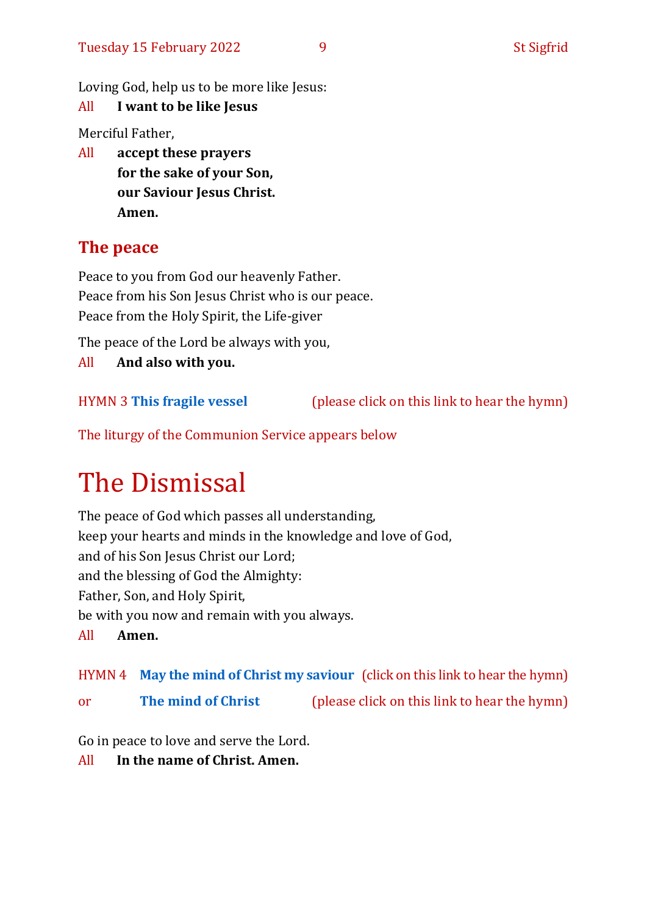Loving God, help us to be more like Jesus:

All **I want to be like Jesus**

Merciful Father,

All **accept these prayers**
**for the sake of your Son,**
**our Saviour Jesus Christ.**
**Amen.**

## The peace

Peace to you from God our heavenly Father.
Peace from his Son Jesus Christ who is our peace.
Peace from the Holy Spirit, the Life-giver

The peace of the Lord be always with you,

All **And also with you.**

HYMN 3 **This fragile vessel** (please click on this link to hear the hymn)

The liturgy of the Communion Service appears below

# The Dismissal

The peace of God which passes all understanding,
keep your hearts and minds in the knowledge and love of God,
and of his Son Jesus Christ our Lord;
and the blessing of God the Almighty:
Father, Son, and Holy Spirit,
be with you now and remain with you always.

All **Amen.**

HYMN 4 **May the mind of Christ my saviour** (click on this link to hear the hymn)

or **The mind of Christ** (please click on this link to hear the hymn)

Go in peace to love and serve the Lord.

All **In the name of Christ. Amen.**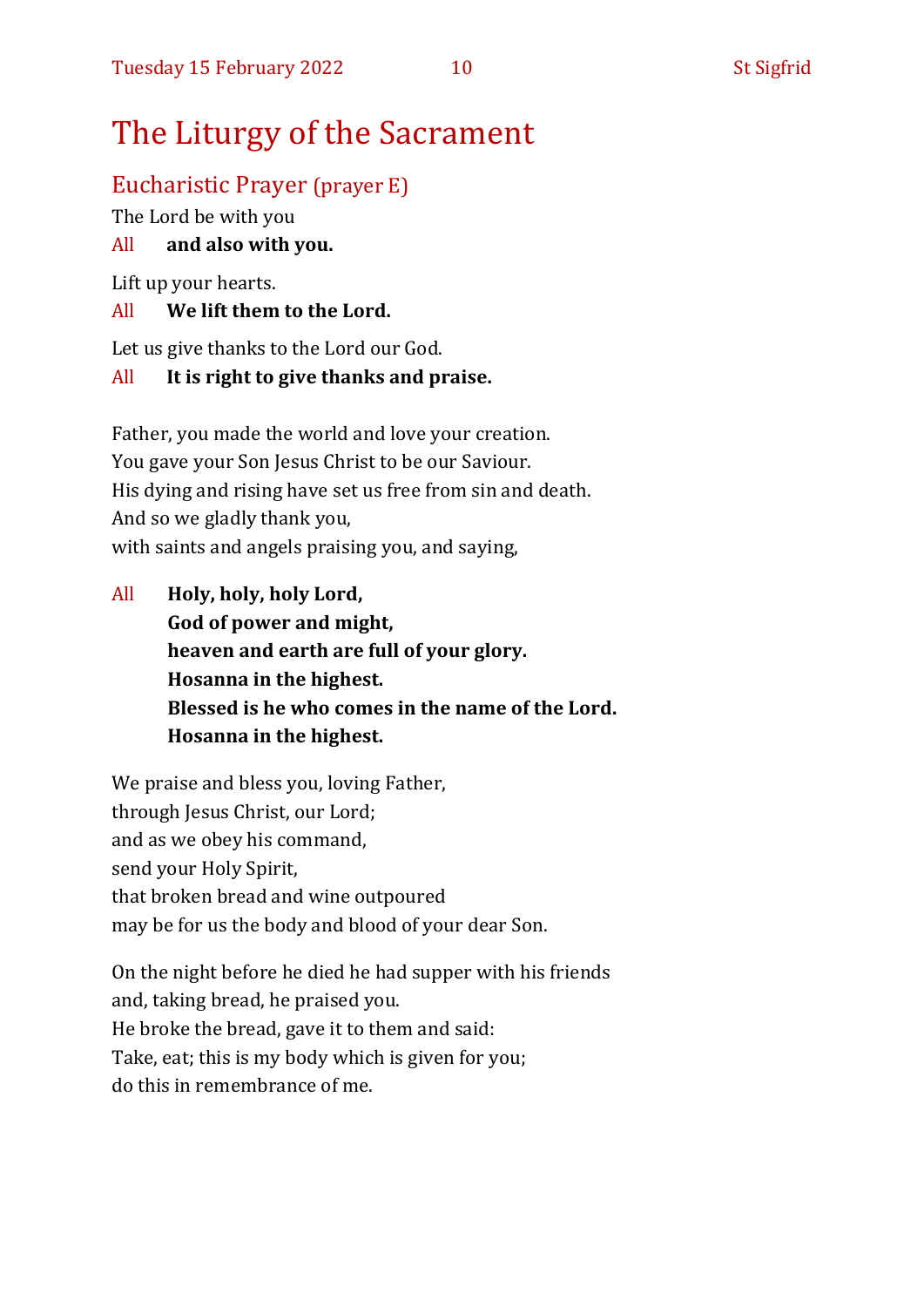# The Liturgy of the Sacrament

## Eucharistic Prayer (prayer E)

The Lord be with you

All **and also with you.**

Lift up your hearts.

All **We lift them to the Lord.**

Let us give thanks to the Lord our God.

All **It is right to give thanks and praise.**

Father, you made the world and love your creation.
You gave your Son Jesus Christ to be our Saviour.
His dying and rising have set us free from sin and death.
And so we gladly thank you,
with saints and angels praising you, and saying,

All **Holy, holy, holy Lord,**
**God of power and might,**
**heaven and earth are full of your glory.**
**Hosanna in the highest.**
**Blessed is he who comes in the name of the Lord.**
**Hosanna in the highest.**

We praise and bless you, loving Father,
through Jesus Christ, our Lord;
and as we obey his command,
send your Holy Spirit,
that broken bread and wine outpoured
may be for us the body and blood of your dear Son.

On the night before he died he had supper with his friends
and, taking bread, he praised you.
He broke the bread, gave it to them and said:
Take, eat; this is my body which is given for you;
do this in remembrance of me.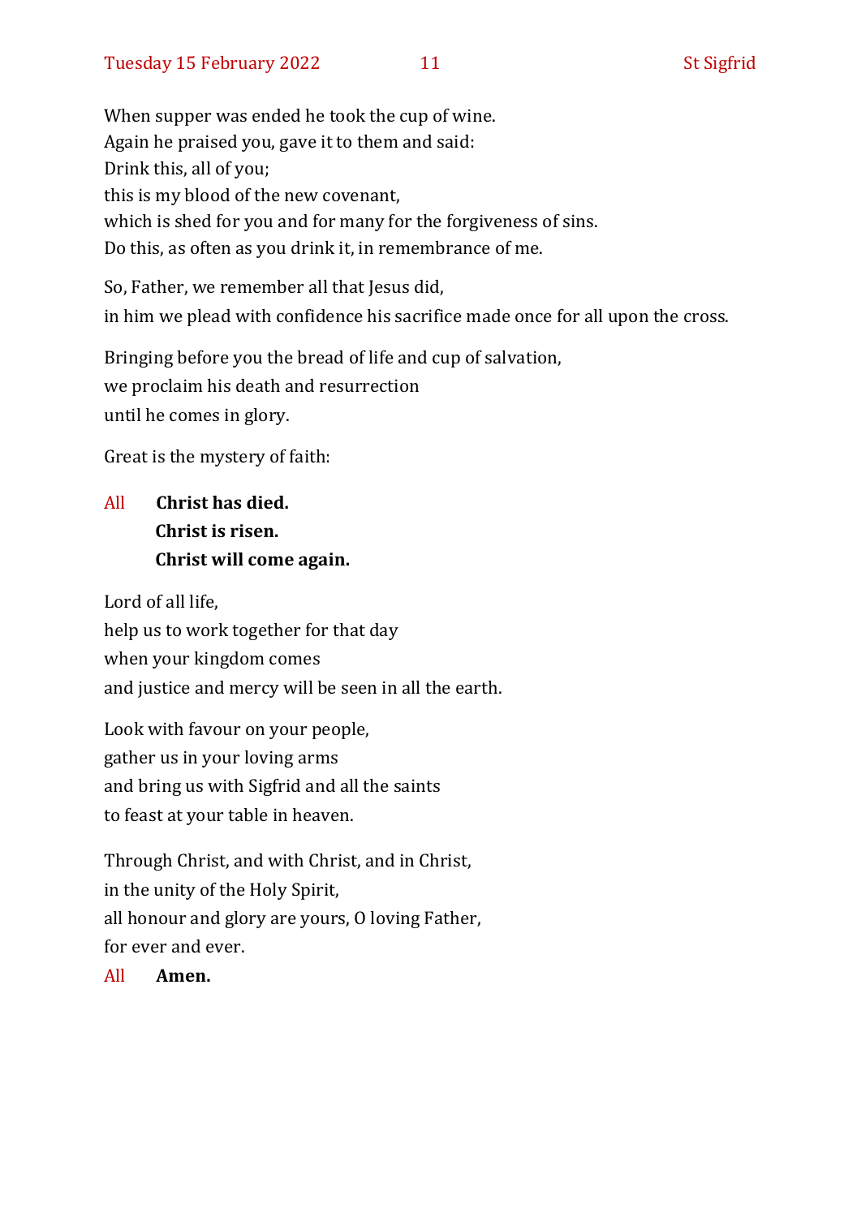When supper was ended he took the cup of wine.
Again he praised you, gave it to them and said:
Drink this, all of you;
this is my blood of the new covenant,
which is shed for you and for many for the forgiveness of sins.
Do this, as often as you drink it, in remembrance of me.

So, Father, we remember all that Jesus did,
in him we plead with confidence his sacrifice made once for all upon the cross.

Bringing before you the bread of life and cup of salvation,
we proclaim his death and resurrection
until he comes in glory.

Great is the mystery of faith:

All **Christ has died.**
**Christ is risen.**
**Christ will come again.**

Lord of all life,
help us to work together for that day
when your kingdom comes
and justice and mercy will be seen in all the earth.

Look with favour on your people,
gather us in your loving arms
and bring us with Sigfrid and all the saints
to feast at your table in heaven.

Through Christ, and with Christ, and in Christ,
in the unity of the Holy Spirit,
all honour and glory are yours, O loving Father,
for ever and ever.

All **Amen.**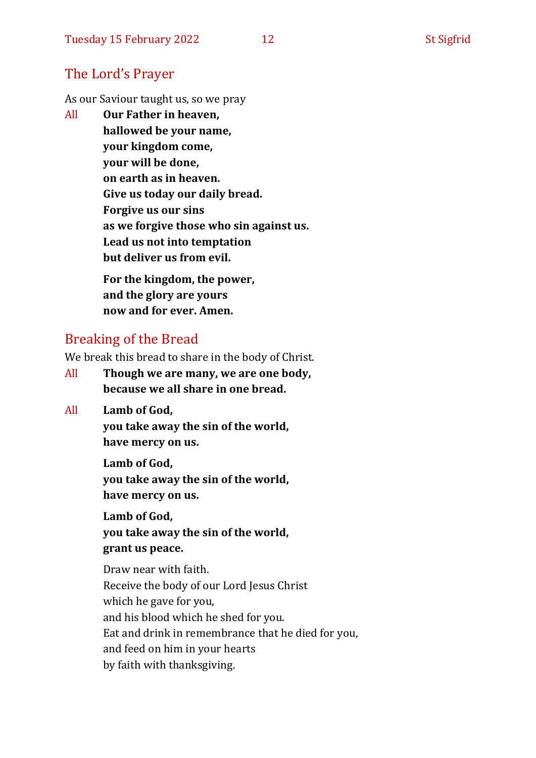## The Lord's Prayer

As our Saviour taught us, so we pray

All **Our Father in heaven,**
**hallowed be your name,**
**your kingdom come,**
**your will be done,**
**on earth as in heaven.**
**Give us today our daily bread.**
**Forgive us our sins**
**as we forgive those who sin against us.**
**Lead us not into temptation**
**but deliver us from evil.**

**For the kingdom, the power,**
**and the glory are yours**
**now and for ever. Amen.**

## Breaking of the Bread

We break this bread to share in the body of Christ.

All **Though we are many, we are one body,**
**because we all share in one bread.**

All **Lamb of God,**
**you take away the sin of the world,**
**have mercy on us.**

**Lamb of God,**
**you take away the sin of the world,**
**have mercy on us.**

**Lamb of God,**
**you take away the sin of the world,**
**grant us peace.**

Draw near with faith.
Receive the body of our Lord Jesus Christ
which he gave for you,
and his blood which he shed for you.
Eat and drink in remembrance that he died for you,
and feed on him in your hearts
by faith with thanksgiving.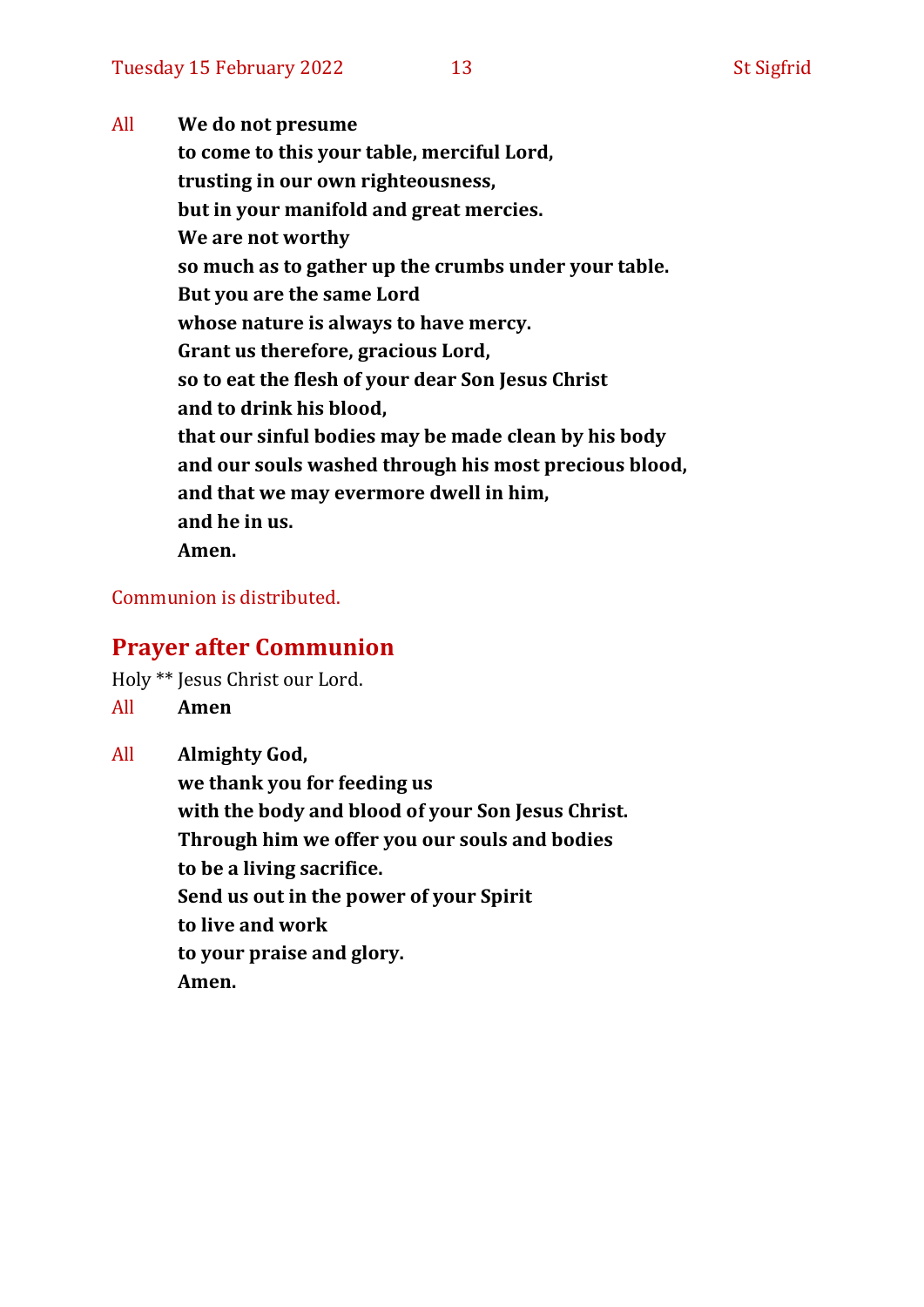All **We do not presume**
**to come to this your table, merciful Lord,**
**trusting in our own righteousness,**
**but in your manifold and great mercies.**
**We are not worthy**
**so much as to gather up the crumbs under your table.**
**But you are the same Lord**
**whose nature is always to have mercy.**
**Grant us therefore, gracious Lord,**
**so to eat the flesh of your dear Son Jesus Christ**
**and to drink his blood,**
**that our sinful bodies may be made clean by his body**
**and our souls washed through his most precious blood,**
**and that we may evermore dwell in him,**
**and he in us.**
**Amen.**

Communion is distributed.

## Prayer after Communion

Holy ** Jesus Christ our Lord.

All **Amen**

All **Almighty God,**
**we thank you for feeding us**
**with the body and blood of your Son Jesus Christ.**
**Through him we offer you our souls and bodies**
**to be a living sacrifice.**
**Send us out in the power of your Spirit**
**to live and work**
**to your praise and glory.**
**Amen.**